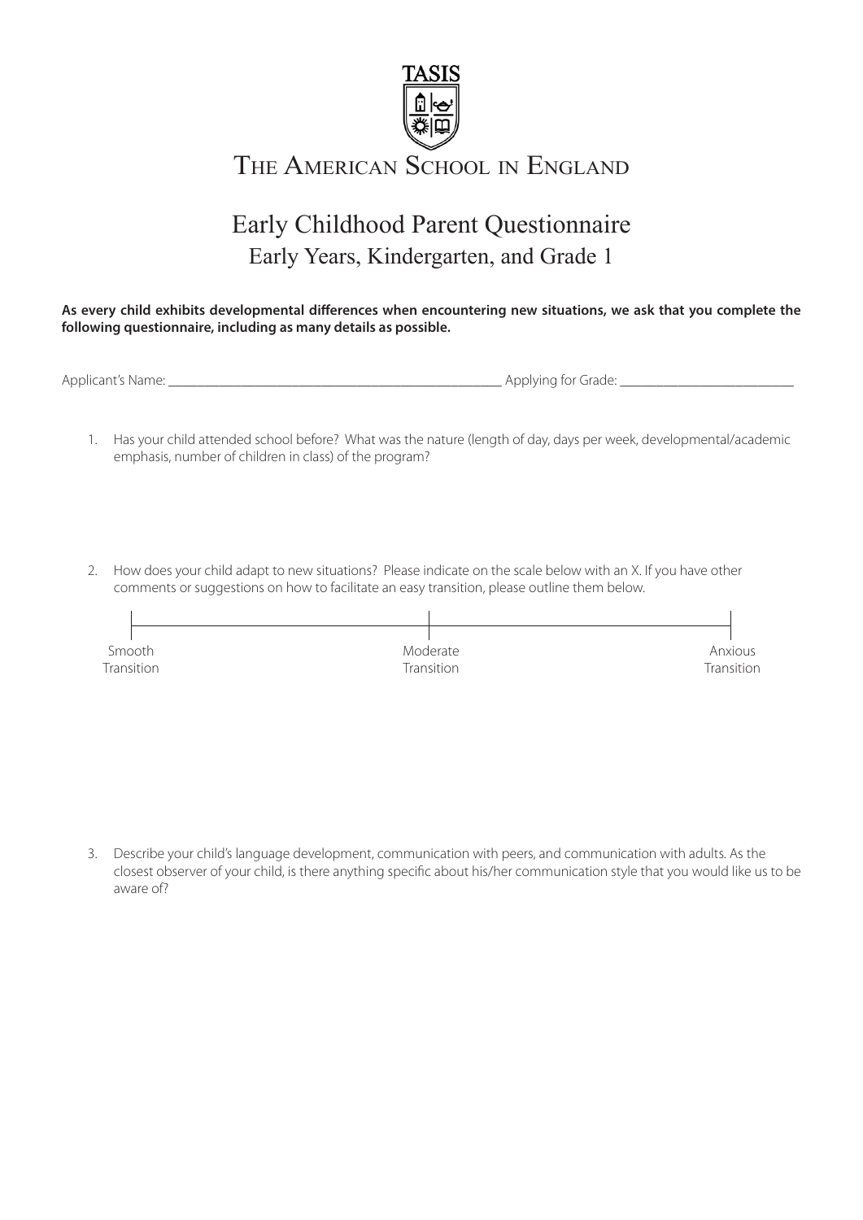TASIS

# The American School in England

## Early Childhood Parent Questionnaire

### Early Years, Kindergarten, and Grade 1

**As every child exhibits developmental differences when encountering new situations, we ask that you complete the following questionnaire, including as many details as possible.**

Applicant's Name: ______________________________ Applying for Grade: ____________________

1. Has your child attended school before? What was the nature (length of day, days per week, developmental/academic emphasis, number of children in class) of the program?

2. How does your child adapt to new situations? Please indicate on the scale below with an X. If you have other comments or suggestions on how to facilitate an easy transition, please outline them below.

Smooth Transition

Moderate Transition

Anxious Transition

3. Describe your child's language development, communication with peers, and communication with adults. As the closest observer of your child, is there anything specific about his/her communication style that you would like us to be aware of?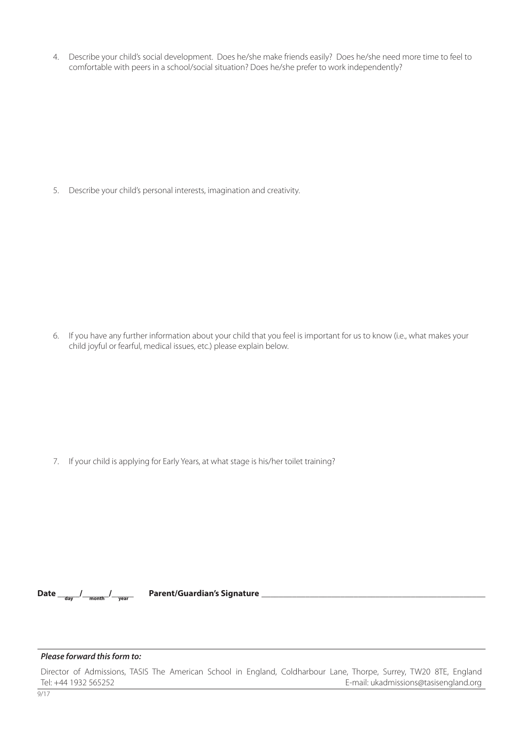4. Describe your child's social development. Does he/she make friends easily? Does he/she need more time to feel to comfortable with peers in a school/social situation? Does he/she prefer to work independently?

5. Describe your child's personal interests, imagination and creativity.

6. If you have any further information about your child that you feel is important for us to know (i.e., what makes your child joyful or fearful, medical issues, etc.) please explain below.

7. If your child is applying for Early Years, at what stage is his/her toilet training?

**Date** ____/____/____ **Parent/Guardian's Signature** ______________________________
day month year

***Please forward this form to:***

Director of Admissions, TASIS The American School in England, Coldharbour Lane, Thorpe, Surrey, TW20 8TE, England
Tel: +44 1932 565252 E-mail: ukadmissions@tasisengland.org

9/17